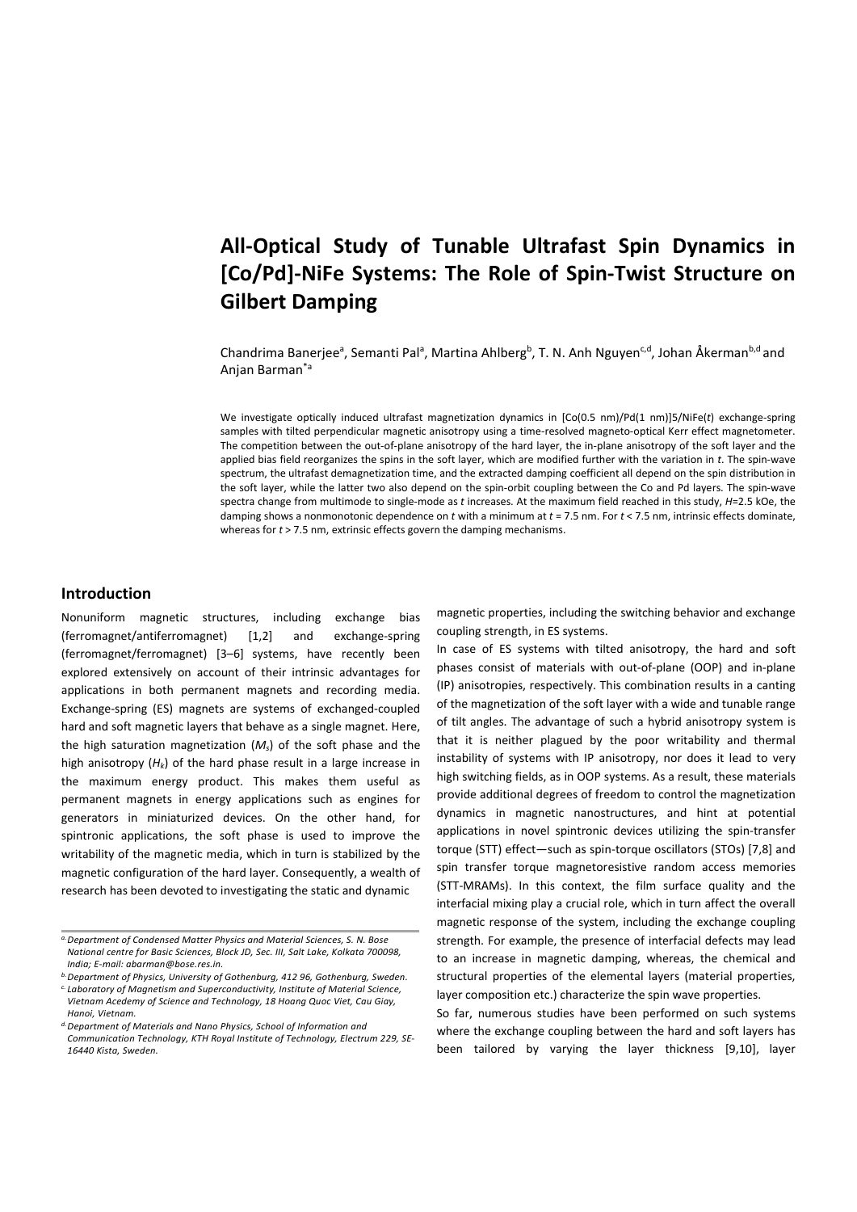# All-Optical Study of Tunable Ultrafast Spin Dynamics in [Co/Pd]-NiFe Systems: The Role of Spin-Twist Structure on Gilbert Damping

Chandrima Banerjee[a], Semanti Pal[a], Martina Ahlberg[b], T. N. Anh Nguyen[c,d], Johan Åkerman[b,d] and Anjan Barman*[a]

We investigate optically induced ultrafast magnetization dynamics in [Co(0.5 nm)/Pd(1 nm)]5/NiFe(*t*) exchange-spring samples with tilted perpendicular magnetic anisotropy using a time-resolved magneto-optical Kerr effect magnetometer. The competition between the out-of-plane anisotropy of the hard layer, the in-plane anisotropy of the soft layer and the applied bias field reorganizes the spins in the soft layer, which are modified further with the variation in *t*. The spin-wave spectrum, the ultrafast demagnetization time, and the extracted damping coefficient all depend on the spin distribution in the soft layer, while the latter two also depend on the spin-orbit coupling between the Co and Pd layers. The spin-wave spectra change from multimode to single-mode as *t* increases. At the maximum field reached in this study, *H*=2.5 kOe, the damping shows a nonmonotonic dependence on *t* with a minimum at *t* = 7.5 nm. For *t* < 7.5 nm, intrinsic effects dominate, whereas for *t* > 7.5 nm, extrinsic effects govern the damping mechanisms.

## Introduction

Nonuniform magnetic structures, including exchange bias (ferromagnet/antiferromagnet) [1,2] and exchange-spring (ferromagnet/ferromagnet) [3–6] systems, have recently been explored extensively on account of their intrinsic advantages for applications in both permanent magnets and recording media. Exchange-spring (ES) magnets are systems of exchanged-coupled hard and soft magnetic layers that behave as a single magnet. Here, the high saturation magnetization ($M_s$) of the soft phase and the high anisotropy ($H_k$) of the hard phase result in a large increase in the maximum energy product. This makes them useful as permanent magnets in energy applications such as engines for generators in miniaturized devices. On the other hand, for spintronic applications, the soft phase is used to improve the writability of the magnetic media, which in turn is stabilized by the magnetic configuration of the hard layer. Consequently, a wealth of research has been devoted to investigating the static and dynamic magnetic properties, including the switching behavior and exchange coupling strength, in ES systems.

In case of ES systems with tilted anisotropy, the hard and soft phases consist of materials with out-of-plane (OOP) and in-plane (IP) anisotropies, respectively. This combination results in a canting of the magnetization of the soft layer with a wide and tunable range of tilt angles. The advantage of such a hybrid anisotropy system is that it is neither plagued by the poor writability and thermal instability of systems with IP anisotropy, nor does it lead to very high switching fields, as in OOP systems. As a result, these materials provide additional degrees of freedom to control the magnetization dynamics in magnetic nanostructures, and hint at potential applications in novel spintronic devices utilizing the spin-transfer torque (STT) effect—such as spin-torque oscillators (STOs) [7,8] and spin transfer torque magnetoresistive random access memories (STT-MRAMs). In this context, the film surface quality and the interfacial mixing play a crucial role, which in turn affect the overall magnetic response of the system, including the exchange coupling strength. For example, the presence of interfacial defects may lead to an increase in magnetic damping, whereas, the chemical and structural properties of the elemental layers (material properties, layer composition etc.) characterize the spin wave properties.

So far, numerous studies have been performed on such systems where the exchange coupling between the hard and soft layers has been tailored by varying the layer thickness [9,10], layer

*a. Department of Condensed Matter Physics and Material Sciences, S. N. Bose National centre for Basic Sciences, Block JD, Sec. III, Salt Lake, Kolkata 700098, India; E-mail: abarman@bose.res.in.*

*b. Department of Physics, University of Gothenburg, 412 96, Gothenburg, Sweden.*

*c. Laboratory of Magnetism and Superconductivity, Institute of Material Science, Vietnam Acedemy of Science and Technology, 18 Hoang Quoc Viet, Cau Giay, Hanoi, Vietnam.*

*d. Department of Materials and Nano Physics, School of Information and Communication Technology, KTH Royal Institute of Technology, Electrum 229, SE-16440 Kista, Sweden.*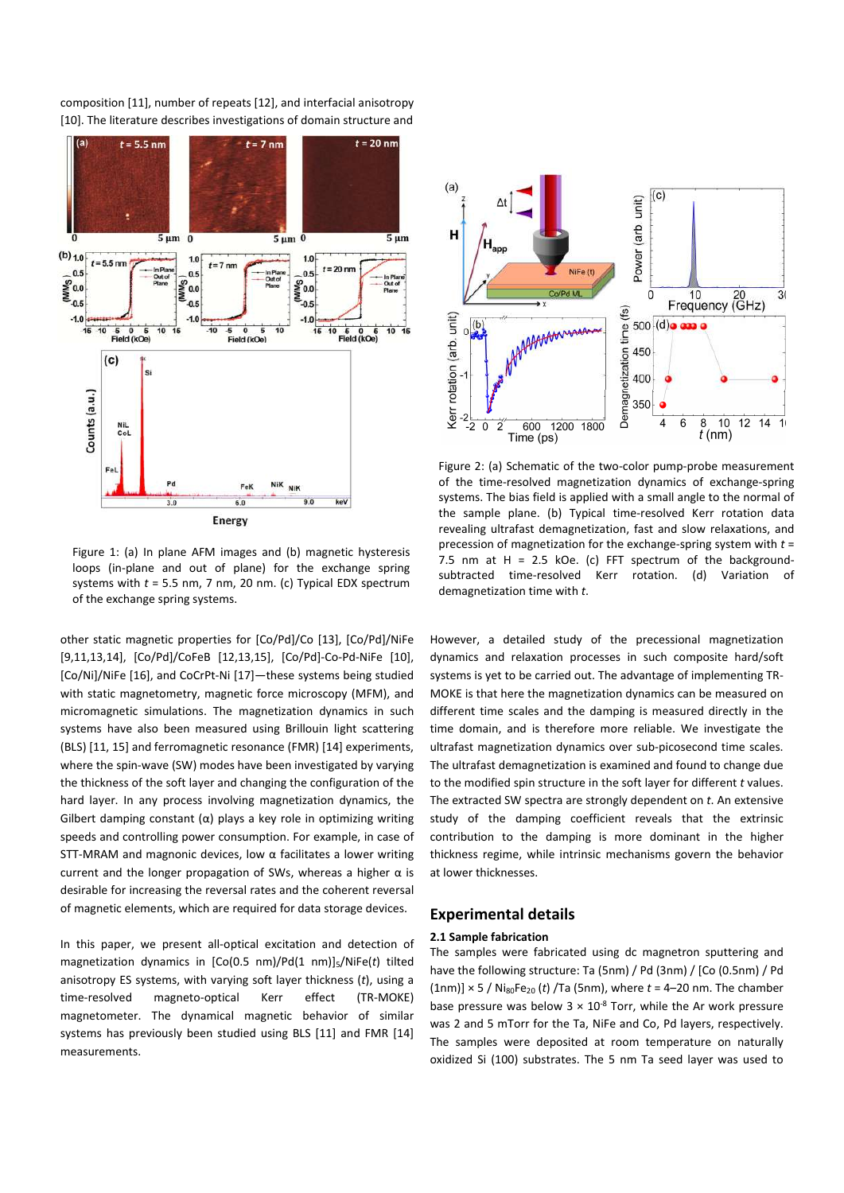composition [11], number of repeats [12], and interfacial anisotropy [10]. The literature describes investigations of domain structure and

Figure 1: (a) In plane AFM images and (b) magnetic hysteresis loops (in-plane and out of plane) for the exchange spring systems with $t$ = 5.5 nm, 7 nm, 20 nm. (c) Typical EDX spectrum of the exchange spring systems.

other static magnetic properties for [Co/Pd]/Co [13], [Co/Pd]/NiFe [9,11,13,14], [Co/Pd]/CoFeB [12,13,15], [Co/Pd]-Co-Pd-NiFe [10], [Co/Ni]/NiFe [16], and CoCrPt-Ni [17]—these systems being studied with static magnetometry, magnetic force microscopy (MFM), and micromagnetic simulations. The magnetization dynamics in such systems have also been measured using Brillouin light scattering (BLS) [11, 15] and ferromagnetic resonance (FMR) [14] experiments, where the spin-wave (SW) modes have been investigated by varying the thickness of the soft layer and changing the configuration of the hard layer. In any process involving magnetization dynamics, the Gilbert damping constant ($\alpha$) plays a key role in optimizing writing speeds and controlling power consumption. For example, in case of STT-MRAM and magnonic devices, low $\alpha$ facilitates a lower writing current and the longer propagation of SWs, whereas a higher $\alpha$ is desirable for increasing the reversal rates and the coherent reversal of magnetic elements, which are required for data storage devices.

In this paper, we present all-optical excitation and detection of magnetization dynamics in [Co(0.5 nm)/Pd(1 nm)]$_5$/NiFe($t$) tilted anisotropy ES systems, with varying soft layer thickness ($t$), using a time-resolved magneto-optical Kerr effect (TR-MOKE) magnetometer. The dynamical magnetic behavior of similar systems has previously been studied using BLS [11] and FMR [14] measurements.

Figure 2: (a) Schematic of the two-color pump-probe measurement of the time-resolved magnetization dynamics of exchange-spring systems. The bias field is applied with a small angle to the normal of the sample plane. (b) Typical time-resolved Kerr rotation data revealing ultrafast demagnetization, fast and slow relaxations, and precession of magnetization for the exchange-spring system with $t$ = 7.5 nm at H = 2.5 kOe. (c) FFT spectrum of the background-subtracted time-resolved Kerr rotation. (d) Variation of demagnetization time with $t$.

However, a detailed study of the precessional magnetization dynamics and relaxation processes in such composite hard/soft systems is yet to be carried out. The advantage of implementing TR-MOKE is that here the magnetization dynamics can be measured on different time scales and the damping is measured directly in the time domain, and is therefore more reliable. We investigate the ultrafast magnetization dynamics over sub-picosecond time scales. The ultrafast demagnetization is examined and found to change due to the modified spin structure in the soft layer for different $t$ values. The extracted SW spectra are strongly dependent on $t$. An extensive study of the damping coefficient reveals that the extrinsic contribution to the damping is more dominant in the higher thickness regime, while intrinsic mechanisms govern the behavior at lower thicknesses.

## Experimental details

### 2.1 Sample fabrication

The samples were fabricated using dc magnetron sputtering and have the following structure: Ta (5nm) / Pd (3nm) / [Co (0.5nm) / Pd (1nm)] × 5 / $Ni_{80}Fe_{20}$ ($t$) /Ta (5nm), where $t$ = 4–20 nm. The chamber base pressure was below 3 × $10^{-8}$ Torr, while the Ar work pressure was 2 and 5 mTorr for the Ta, NiFe and Co, Pd layers, respectively. The samples were deposited at room temperature on naturally oxidized Si (100) substrates. The 5 nm Ta seed layer was used to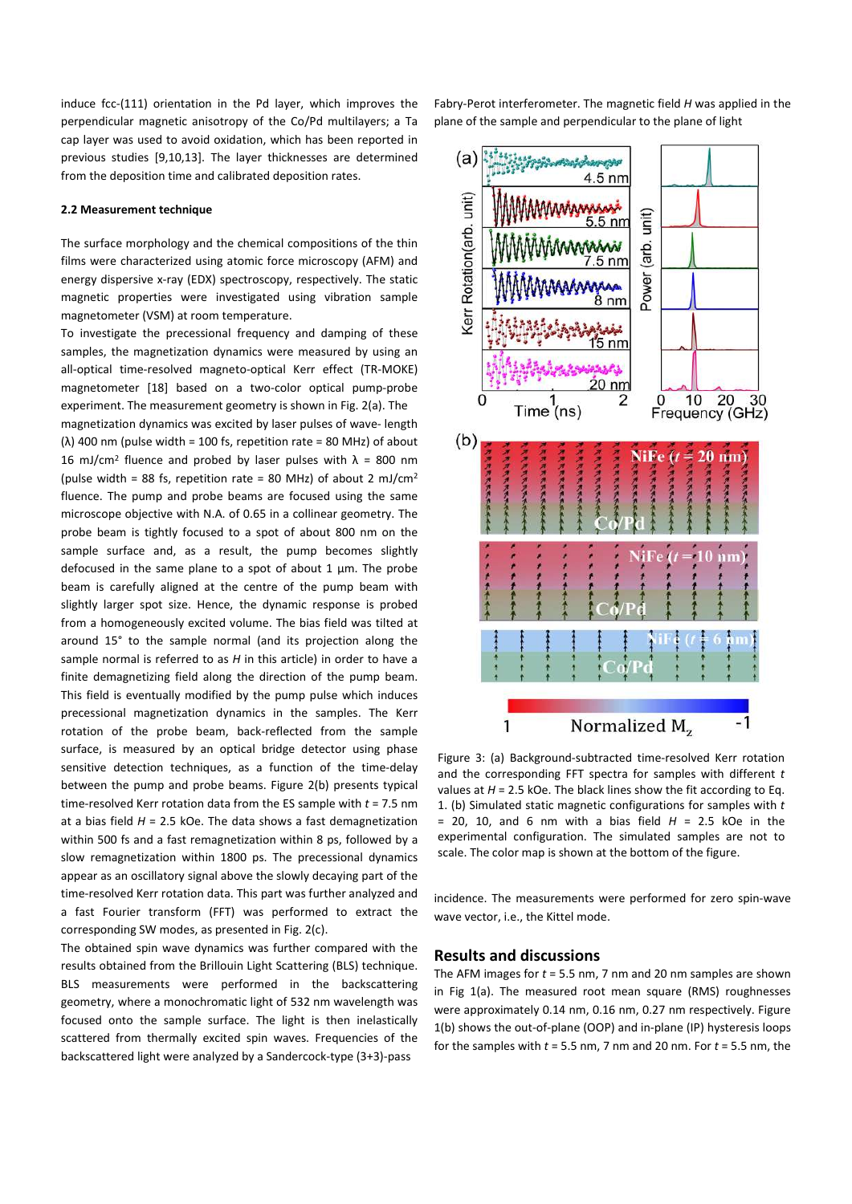induce fcc-(111) orientation in the Pd layer, which improves the perpendicular magnetic anisotropy of the Co/Pd multilayers; a Ta cap layer was used to avoid oxidation, which has been reported in previous studies [9,10,13]. The layer thicknesses are determined from the deposition time and calibrated deposition rates.

### 2.2 Measurement technique

The surface morphology and the chemical compositions of the thin films were characterized using atomic force microscopy (AFM) and energy dispersive x-ray (EDX) spectroscopy, respectively. The static magnetic properties were investigated using vibration sample magnetometer (VSM) at room temperature.

To investigate the precessional frequency and damping of these samples, the magnetization dynamics were measured by using an all-optical time-resolved magneto-optical Kerr effect (TR-MOKE) magnetometer [18] based on a two-color optical pump-probe experiment. The measurement geometry is shown in Fig. 2(a). The magnetization dynamics was excited by laser pulses of wave- length (λ) 400 nm (pulse width = 100 fs, repetition rate = 80 MHz) of about 16 mJ/cm$^2$ fluence and probed by laser pulses with λ = 800 nm (pulse width = 88 fs, repetition rate = 80 MHz) of about 2 mJ/cm$^2$ fluence. The pump and probe beams are focused using the same microscope objective with N.A. of 0.65 in a collinear geometry. The probe beam is tightly focused to a spot of about 800 nm on the sample surface and, as a result, the pump becomes slightly defocused in the same plane to a spot of about 1 µm. The probe beam is carefully aligned at the centre of the pump beam with slightly larger spot size. Hence, the dynamic response is probed from a homogeneously excited volume. The bias field was tilted at around 15° to the sample normal (and its projection along the sample normal is referred to as *H* in this article) in order to have a finite demagnetizing field along the direction of the pump beam. This field is eventually modified by the pump pulse which induces precessional magnetization dynamics in the samples. The Kerr rotation of the probe beam, back-reflected from the sample surface, is measured by an optical bridge detector using phase sensitive detection techniques, as a function of the time-delay between the pump and probe beams. Figure 2(b) presents typical time-resolved Kerr rotation data from the ES sample with *t* = 7.5 nm at a bias field *H* = 2.5 kOe. The data shows a fast demagnetization within 500 fs and a fast remagnetization within 8 ps, followed by a slow remagnetization within 1800 ps. The precessional dynamics appear as an oscillatory signal above the slowly decaying part of the time-resolved Kerr rotation data. This part was further analyzed and a fast Fourier transform (FFT) was performed to extract the corresponding SW modes, as presented in Fig. 2(c).

The obtained spin wave dynamics was further compared with the results obtained from the Brillouin Light Scattering (BLS) technique. BLS measurements were performed in the backscattering geometry, where a monochromatic light of 532 nm wavelength was focused onto the sample surface. The light is then inelastically scattered from thermally excited spin waves. Frequencies of the backscattered light were analyzed by a Sandercock-type (3+3)-pass Fabry-Perot interferometer. The magnetic field *H* was applied in the plane of the sample and perpendicular to the plane of light incidence. The measurements were performed for zero spin-wave wave vector, i.e., the Kittel mode.

Figure 3: (a) Background-subtracted time-resolved Kerr rotation and the corresponding FFT spectra for samples with different *t* values at *H* = 2.5 kOe. The black lines show the fit according to Eq. 1. (b) Simulated static magnetic configurations for samples with *t* = 20, 10, and 6 nm with a bias field *H* = 2.5 kOe in the experimental configuration. The simulated samples are not to scale. The color map is shown at the bottom of the figure.

## Results and discussions

The AFM images for *t* = 5.5 nm, 7 nm and 20 nm samples are shown in Fig 1(a). The measured root mean square (RMS) roughnesses were approximately 0.14 nm, 0.16 nm, 0.27 nm respectively. Figure 1(b) shows the out-of-plane (OOP) and in-plane (IP) hysteresis loops for the samples with *t* = 5.5 nm, 7 nm and 20 nm. For *t* = 5.5 nm, the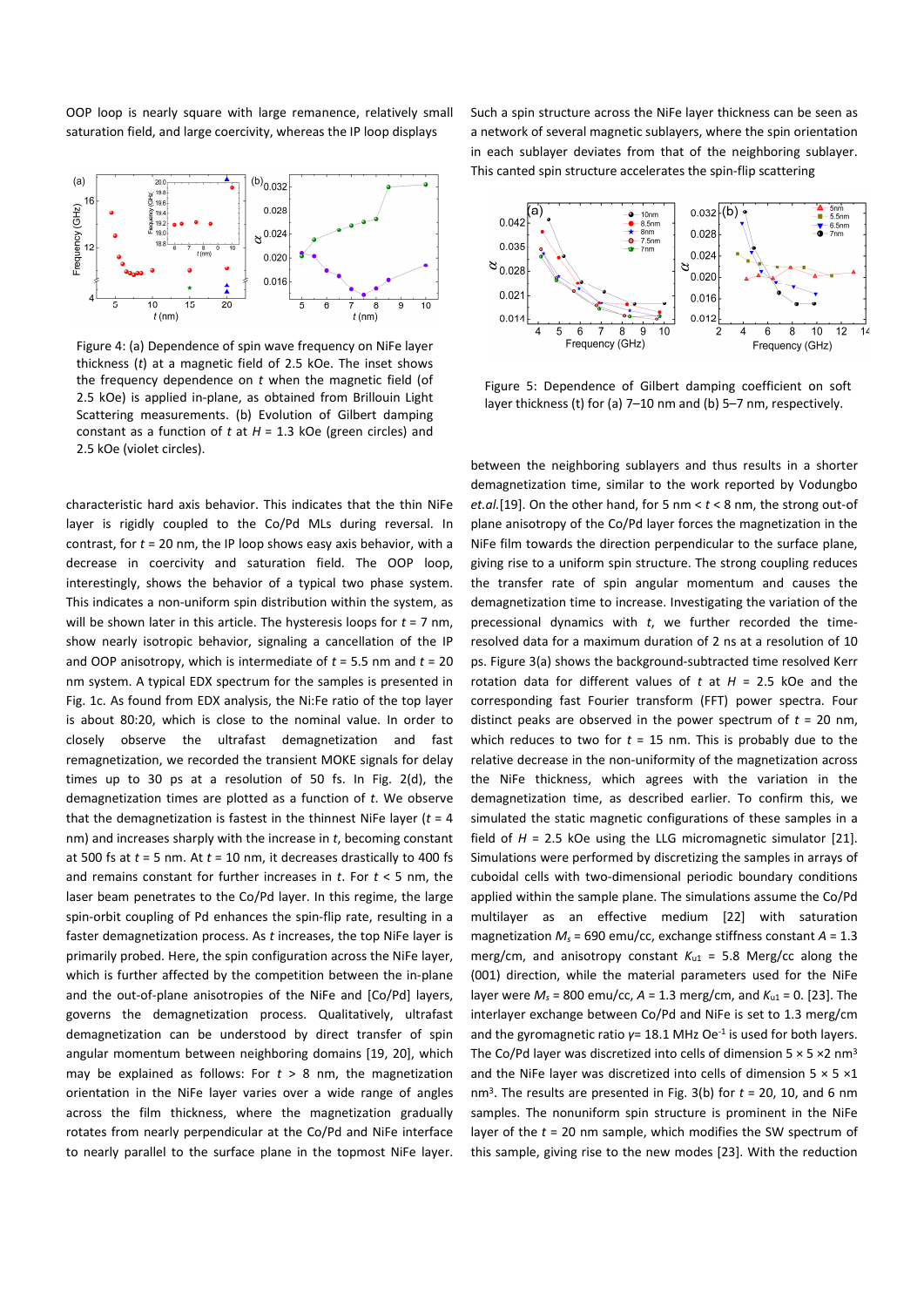OOP loop is nearly square with large remanence, relatively small saturation field, and large coercivity, whereas the IP loop displays characteristic hard axis behavior. This indicates that the thin NiFe layer is rigidly coupled to the Co/Pd MLs during reversal. In contrast, for $t$ = 20 nm, the IP loop shows easy axis behavior, with a decrease in coercivity and saturation field. The OOP loop, interestingly, shows the behavior of a typical two phase system. This indicates a non-uniform spin distribution within the system, as will be shown later in this article. The hysteresis loops for $t$ = 7 nm, show nearly isotropic behavior, signaling a cancellation of the IP and OOP anisotropy, which is intermediate of $t$ = 5.5 nm and $t$ = 20 nm system. A typical EDX spectrum for the samples is presented in Fig. 1c. As found from EDX analysis, the Ni:Fe ratio of the top layer is about 80:20, which is close to the nominal value. In order to closely observe the ultrafast demagnetization and fast remagnetization, we recorded the transient MOKE signals for delay times up to 30 ps at a resolution of 50 fs. In Fig. 2(d), the demagnetization times are plotted as a function of $t$. We observe that the demagnetization is fastest in the thinnest NiFe layer ($t$ = 4 nm) and increases sharply with the increase in $t$, becoming constant at 500 fs at $t$ = 5 nm. At $t$ = 10 nm, it decreases drastically to 400 fs and remains constant for further increases in $t$. For $t$ < 5 nm, the laser beam penetrates to the Co/Pd layer. In this regime, the large spin-orbit coupling of Pd enhances the spin-flip rate, resulting in a faster demagnetization process. As $t$ increases, the top NiFe layer is primarily probed. Here, the spin configuration across the NiFe layer, which is further affected by the competition between the in-plane and the out-of-plane anisotropies of the NiFe and [Co/Pd] layers, governs the demagnetization process. Qualitatively, ultrafast demagnetization can be understood by direct transfer of spin angular momentum between neighboring domains [19, 20], which may be explained as follows: For $t$ > 8 nm, the magnetization orientation in the NiFe layer varies over a wide range of angles across the film thickness, where the magnetization gradually rotates from nearly perpendicular at the Co/Pd and NiFe interface to nearly parallel to the surface plane in the topmost NiFe layer.

Figure 4: (a) Dependence of spin wave frequency on NiFe layer thickness ($t$) at a magnetic field of 2.5 kOe. The inset shows the frequency dependence on $t$ when the magnetic field (of 2.5 kOe) is applied in-plane, as obtained from Brillouin Light Scattering measurements. (b) Evolution of Gilbert damping constant as a function of $t$ at $H$ = 1.3 kOe (green circles) and 2.5 kOe (violet circles).

Such a spin structure across the NiFe layer thickness can be seen as a network of several magnetic sublayers, where the spin orientation in each sublayer deviates from that of the neighboring sublayer. This canted spin structure accelerates the spin-flip scattering between the neighboring sublayers and thus results in a shorter demagnetization time, similar to the work reported by Vodungbo *et.al.*[19]. On the other hand, for 5 nm < $t$ < 8 nm, the strong out-of plane anisotropy of the Co/Pd layer forces the magnetization in the NiFe film towards the direction perpendicular to the surface plane, giving rise to a uniform spin structure. The strong coupling reduces the transfer rate of spin angular momentum and causes the demagnetization time to increase. Investigating the variation of the precessional dynamics with $t$, we further recorded the time-resolved data for a maximum duration of 2 ns at a resolution of 10 ps. Figure 3(a) shows the background-subtracted time resolved Kerr rotation data for different values of $t$ at $H$ = 2.5 kOe and the corresponding fast Fourier transform (FFT) power spectra. Four distinct peaks are observed in the power spectrum of $t$ = 20 nm, which reduces to two for $t$ = 15 nm. This is probably due to the relative decrease in the non-uniformity of the magnetization across the NiFe thickness, which agrees with the variation in the demagnetization time, as described earlier. To confirm this, we simulated the static magnetic configurations of these samples in a field of $H$ = 2.5 kOe using the LLG micromagnetic simulator [21]. Simulations were performed by discretizing the samples in arrays of cuboidal cells with two-dimensional periodic boundary conditions applied within the sample plane. The simulations assume the Co/Pd multilayer as an effective medium [22] with saturation magnetization $M_s$ = 690 emu/cc, exchange stiffness constant $A$ = 1.3 merg/cm, and anisotropy constant $K_{u1}$ = 5.8 Merg/cc along the (001) direction, while the material parameters used for the NiFe layer were $M_s$ = 800 emu/cc, $A$ = 1.3 merg/cm, and $K_{u1}$ = 0. [23]. The interlayer exchange between Co/Pd and NiFe is set to 1.3 merg/cm and the gyromagnetic ratio $\gamma$= 18.1 MHz Oe$^{-1}$ is used for both layers. The Co/Pd layer was discretized into cells of dimension 5 × 5 ×2 nm$^3$ and the NiFe layer was discretized into cells of dimension 5 × 5 ×1 nm$^3$. The results are presented in Fig. 3(b) for $t$ = 20, 10, and 6 nm samples. The nonuniform spin structure is prominent in the NiFe layer of the $t$ = 20 nm sample, which modifies the SW spectrum of this sample, giving rise to the new modes [23]. With the reduction

Figure 5: Dependence of Gilbert damping coefficient on soft layer thickness (t) for (a) 7–10 nm and (b) 5–7 nm, respectively.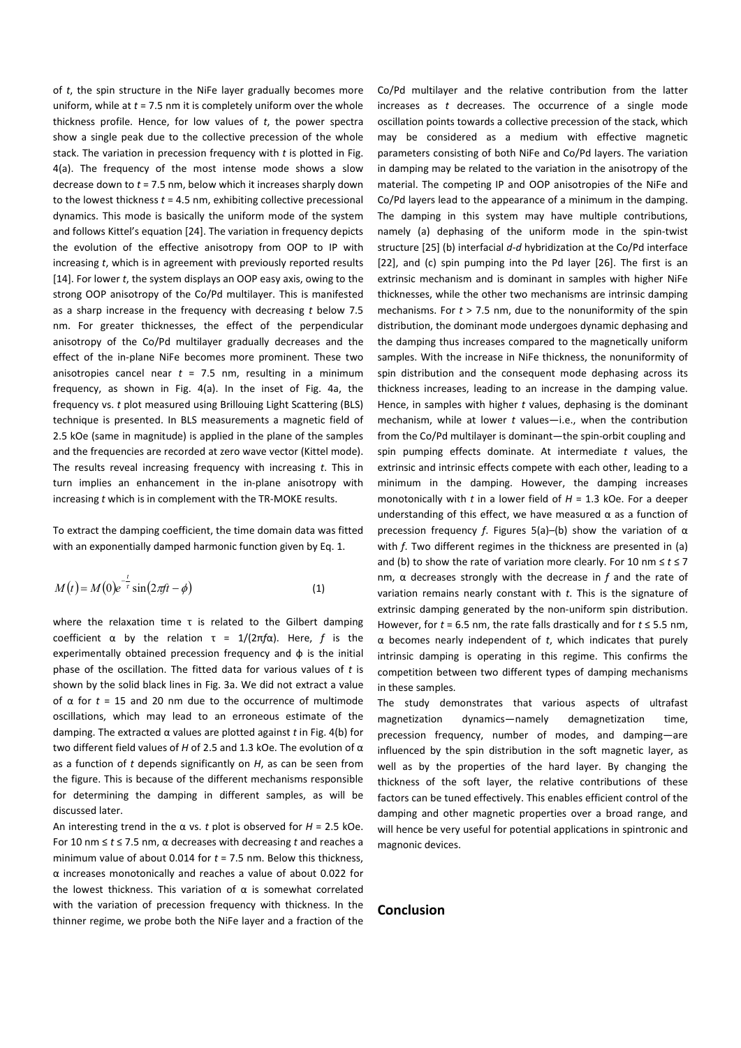of $t$, the spin structure in the NiFe layer gradually becomes more uniform, while at $t$ = 7.5 nm it is completely uniform over the whole thickness profile. Hence, for low values of $t$, the power spectra show a single peak due to the collective precession of the whole stack. The variation in precession frequency with $t$ is plotted in Fig. 4(a). The frequency of the most intense mode shows a slow decrease down to $t$ = 7.5 nm, below which it increases sharply down to the lowest thickness $t$ = 4.5 nm, exhibiting collective precessional dynamics. This mode is basically the uniform mode of the system and follows Kittel's equation [24]. The variation in frequency depicts the evolution of the effective anisotropy from OOP to IP with increasing $t$, which is in agreement with previously reported results [14]. For lower $t$, the system displays an OOP easy axis, owing to the strong OOP anisotropy of the Co/Pd multilayer. This is manifested as a sharp increase in the frequency with decreasing $t$ below 7.5 nm. For greater thicknesses, the effect of the perpendicular anisotropy of the Co/Pd multilayer gradually decreases and the effect of the in-plane NiFe becomes more prominent. These two anisotropies cancel near $t$ = 7.5 nm, resulting in a minimum frequency, as shown in Fig. 4(a). In the inset of Fig. 4a, the frequency vs. $t$ plot measured using Brillouing Light Scattering (BLS) technique is presented. In BLS measurements a magnetic field of 2.5 kOe (same in magnitude) is applied in the plane of the samples and the frequencies are recorded at zero wave vector (Kittel mode). The results reveal increasing frequency with increasing $t$. This in turn implies an enhancement in the in-plane anisotropy with increasing $t$ which is in complement with the TR-MOKE results.

To extract the damping coefficient, the time domain data was fitted with an exponentially damped harmonic function given by Eq. 1.

$$M(t) = M(0)e^{-\frac{t}{\tau}}\sin(2\pi f t - \phi) \tag{1}$$

where the relaxation time $\tau$ is related to the Gilbert damping coefficient $\alpha$ by the relation $\tau = 1/(2\pi f \alpha)$. Here, $f$ is the experimentally obtained precession frequency and $\phi$ is the initial phase of the oscillation. The fitted data for various values of $t$ is shown by the solid black lines in Fig. 3a. We did not extract a value of $\alpha$ for $t$ = 15 and 20 nm due to the occurrence of multimode oscillations, which may lead to an erroneous estimate of the damping. The extracted $\alpha$ values are plotted against $t$ in Fig. 4(b) for two different field values of $H$ of 2.5 and 1.3 kOe. The evolution of $\alpha$ as a function of $t$ depends significantly on $H$, as can be seen from the figure. This is because of the different mechanisms responsible for determining the damping in different samples, as will be discussed later.

An interesting trend in the $\alpha$ vs. $t$ plot is observed for $H$ = 2.5 kOe. For 10 nm ≤ $t$ ≤ 7.5 nm, $\alpha$ decreases with decreasing $t$ and reaches a minimum value of about 0.014 for $t$ = 7.5 nm. Below this thickness, $\alpha$ increases monotonically and reaches a value of about 0.022 for the lowest thickness. This variation of $\alpha$ is somewhat correlated with the variation of precession frequency with thickness. In the thinner regime, we probe both the NiFe layer and a fraction of the Co/Pd multilayer and the relative contribution from the latter increases as $t$ decreases. The occurrence of a single mode oscillation points towards a collective precession of the stack, which may be considered as a medium with effective magnetic parameters consisting of both NiFe and Co/Pd layers. The variation in damping may be related to the variation in the anisotropy of the material. The competing IP and OOP anisotropies of the NiFe and Co/Pd layers lead to the appearance of a minimum in the damping. The damping in this system may have multiple contributions, namely (a) dephasing of the uniform mode in the spin-twist structure [25] (b) interfacial *d-d* hybridization at the Co/Pd interface [22], and (c) spin pumping into the Pd layer [26]. The first is an extrinsic mechanism and is dominant in samples with higher NiFe thicknesses, while the other two mechanisms are intrinsic damping mechanisms. For $t$ > 7.5 nm, due to the nonuniformity of the spin distribution, the dominant mode undergoes dynamic dephasing and the damping thus increases compared to the magnetically uniform samples. With the increase in NiFe thickness, the nonuniformity of spin distribution and the consequent mode dephasing across its thickness increases, leading to an increase in the damping value. Hence, in samples with higher $t$ values, dephasing is the dominant mechanism, while at lower $t$ values—i.e., when the contribution from the Co/Pd multilayer is dominant—the spin-orbit coupling and spin pumping effects dominate. At intermediate $t$ values, the extrinsic and intrinsic effects compete with each other, leading to a minimum in the damping. However, the damping increases monotonically with $t$ in a lower field of $H$ = 1.3 kOe. For a deeper understanding of this effect, we have measured $\alpha$ as a function of precession frequency $f$. Figures 5(a)–(b) show the variation of $\alpha$ with $f$. Two different regimes in the thickness are presented in (a) and (b) to show the rate of variation more clearly. For 10 nm ≤ $t$ ≤ 7 nm, $\alpha$ decreases strongly with the decrease in $f$ and the rate of variation remains nearly constant with $t$. This is the signature of extrinsic damping generated by the non-uniform spin distribution. However, for $t$ = 6.5 nm, the rate falls drastically and for $t$ ≤ 5.5 nm, $\alpha$ becomes nearly independent of $t$, which indicates that purely intrinsic damping is operating in this regime. This confirms the competition between two different types of damping mechanisms in these samples.

The study demonstrates that various aspects of ultrafast magnetization dynamics—namely demagnetization time, precession frequency, number of modes, and damping—are influenced by the spin distribution in the soft magnetic layer, as well as by the properties of the hard layer. By changing the thickness of the soft layer, the relative contributions of these factors can be tuned effectively. This enables efficient control of the damping and other magnetic properties over a broad range, and will hence be very useful for potential applications in spintronic and magnonic devices.

## Conclusion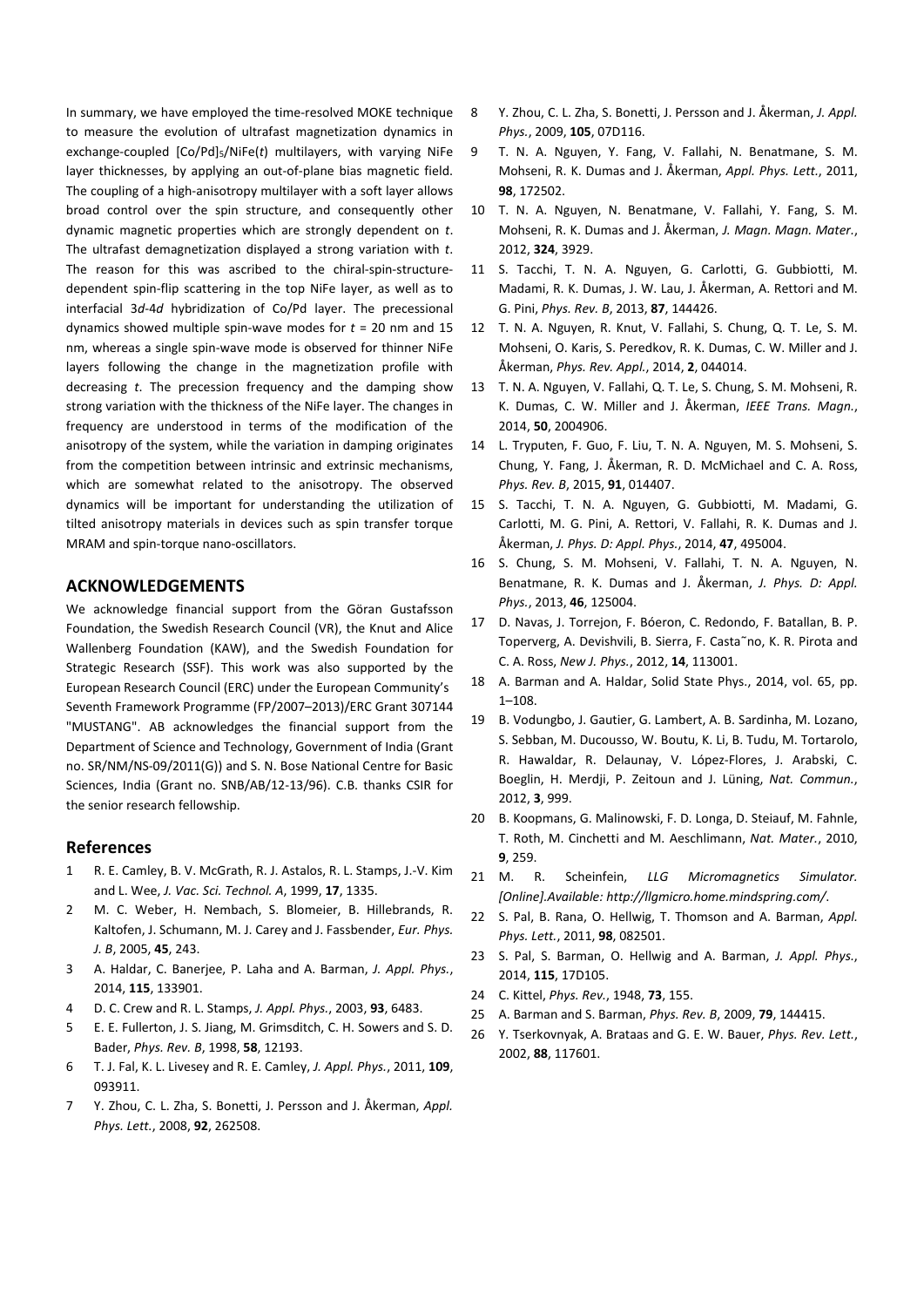In summary, we have employed the time-resolved MOKE technique to measure the evolution of ultrafast magnetization dynamics in exchange-coupled $[Co/Pd]_5$/NiFe($t$) multilayers, with varying NiFe layer thicknesses, by applying an out-of-plane bias magnetic field. The coupling of a high-anisotropy multilayer with a soft layer allows broad control over the spin structure, and consequently other dynamic magnetic properties which are strongly dependent on $t$. The ultrafast demagnetization displayed a strong variation with $t$. The reason for this was ascribed to the chiral-spin-structure-dependent spin-flip scattering in the top NiFe layer, as well as to interfacial 3*d*-4*d* hybridization of Co/Pd layer. The precessional dynamics showed multiple spin-wave modes for $t$ = 20 nm and 15 nm, whereas a single spin-wave mode is observed for thinner NiFe layers following the change in the magnetization profile with decreasing $t$. The precession frequency and the damping show strong variation with the thickness of the NiFe layer. The changes in frequency are understood in terms of the modification of the anisotropy of the system, while the variation in damping originates from the competition between intrinsic and extrinsic mechanisms, which are somewhat related to the anisotropy. The observed dynamics will be important for understanding the utilization of tilted anisotropy materials in devices such as spin transfer torque MRAM and spin-torque nano-oscillators.

## ACKNOWLEDGEMENTS

We acknowledge financial support from the Göran Gustafsson Foundation, the Swedish Research Council (VR), the Knut and Alice Wallenberg Foundation (KAW), and the Swedish Foundation for Strategic Research (SSF). This work was also supported by the European Research Council (ERC) under the European Community's Seventh Framework Programme (FP/2007–2013)/ERC Grant 307144 "MUSTANG". AB acknowledges the financial support from the Department of Science and Technology, Government of India (Grant no. SR/NM/NS-09/2011(G)) and S. N. Bose National Centre for Basic Sciences, India (Grant no. SNB/AB/12-13/96). C.B. thanks CSIR for the senior research fellowship.

## References

1. R. E. Camley, B. V. McGrath, R. J. Astalos, R. L. Stamps, J.-V. Kim and L. Wee, *J. Vac. Sci. Technol. A*, 1999, **17**, 1335.
2. M. C. Weber, H. Nembach, S. Blomeier, B. Hillebrands, R. Kaltofen, J. Schumann, M. J. Carey and J. Fassbender, *Eur. Phys. J. B*, 2005, **45**, 243.
3. A. Haldar, C. Banerjee, P. Laha and A. Barman, *J. Appl. Phys.*, 2014, **115**, 133901.
4. D. C. Crew and R. L. Stamps, *J. Appl. Phys.*, 2003, **93**, 6483.
5. E. E. Fullerton, J. S. Jiang, M. Grimsditch, C. H. Sowers and S. D. Bader, *Phys. Rev. B*, 1998, **58**, 12193.
6. T. J. Fal, K. L. Livesey and R. E. Camley, *J. Appl. Phys.*, 2011, **109**, 093911.
7. Y. Zhou, C. L. Zha, S. Bonetti, J. Persson and J. Åkerman, *Appl. Phys. Lett.*, 2008, **92**, 262508.
8. Y. Zhou, C. L. Zha, S. Bonetti, J. Persson and J. Åkerman, *J. Appl. Phys.*, 2009, **105**, 07D116.
9. T. N. A. Nguyen, Y. Fang, V. Fallahi, N. Benatmane, S. M. Mohseni, R. K. Dumas and J. Åkerman, *Appl. Phys. Lett.*, 2011, **98**, 172502.
10. T. N. A. Nguyen, N. Benatmane, V. Fallahi, Y. Fang, S. M. Mohseni, R. K. Dumas and J. Åkerman, *J. Magn. Magn. Mater.*, 2012, **324**, 3929.
11. S. Tacchi, T. N. A. Nguyen, G. Carlotti, G. Gubbiotti, M. Madami, R. K. Dumas, J. W. Lau, J. Åkerman, A. Rettori and M. G. Pini, *Phys. Rev. B*, 2013, **87**, 144426.
12. T. N. A. Nguyen, R. Knut, V. Fallahi, S. Chung, Q. T. Le, S. M. Mohseni, O. Karis, S. Peredkov, R. K. Dumas, C. W. Miller and J. Åkerman, *Phys. Rev. Appl.*, 2014, **2**, 044014.
13. T. N. A. Nguyen, V. Fallahi, Q. T. Le, S. Chung, S. M. Mohseni, R. K. Dumas, C. W. Miller and J. Åkerman, *IEEE Trans. Magn.*, 2014, **50**, 2004906.
14. L. Tryputen, F. Guo, F. Liu, T. N. A. Nguyen, M. S. Mohseni, S. Chung, Y. Fang, J. Åkerman, R. D. McMichael and C. A. Ross, *Phys. Rev. B*, 2015, **91**, 014407.
15. S. Tacchi, T. N. A. Nguyen, G. Gubbiotti, M. Madami, G. Carlotti, M. G. Pini, A. Rettori, V. Fallahi, R. K. Dumas and J. Åkerman, *J. Phys. D: Appl. Phys.*, 2014, **47**, 495004.
16. S. Chung, S. M. Mohseni, V. Fallahi, T. N. A. Nguyen, N. Benatmane, R. K. Dumas and J. Åkerman, *J. Phys. D: Appl. Phys.*, 2013, **46**, 125004.
17. D. Navas, J. Torrejon, F. Bóeron, C. Redondo, F. Batallan, B. P. Toperverg, A. Devishvili, B. Sierra, F. Casta˜no, K. R. Pirota and C. A. Ross, *New J. Phys.*, 2012, **14**, 113001.
18. A. Barman and A. Haldar, Solid State Phys., 2014, vol. 65, pp. 1–108.
19. B. Vodungbo, J. Gautier, G. Lambert, A. B. Sardinha, M. Lozano, S. Sebban, M. Ducousso, W. Boutu, K. Li, B. Tudu, M. Tortarolo, R. Hawaldar, R. Delaunay, V. López-Flores, J. Arabski, C. Boeglin, H. Merdji, P. Zeitoun and J. Lüning, *Nat. Commun.*, 2012, **3**, 999.
20. B. Koopmans, G. Malinowski, F. D. Longa, D. Steiauf, M. Fahnle, T. Roth, M. Cinchetti and M. Aeschlimann, *Nat. Mater.*, 2010, **9**, 259.
21. M. R. Scheinfein, *LLG Micromagnetics Simulator. [Online].Available: http://llgmicro.home.mindspring.com/*.
22. S. Pal, B. Rana, O. Hellwig, T. Thomson and A. Barman, *Appl. Phys. Lett.*, 2011, **98**, 082501.
23. S. Pal, S. Barman, O. Hellwig and A. Barman, *J. Appl. Phys.*, 2014, **115**, 17D105.
24. C. Kittel, *Phys. Rev.*, 1948, **73**, 155.
25. A. Barman and S. Barman, *Phys. Rev. B*, 2009, **79**, 144415.
26. Y. Tserkovnyak, A. Brataas and G. E. W. Bauer, *Phys. Rev. Lett.*, 2002, **88**, 117601.